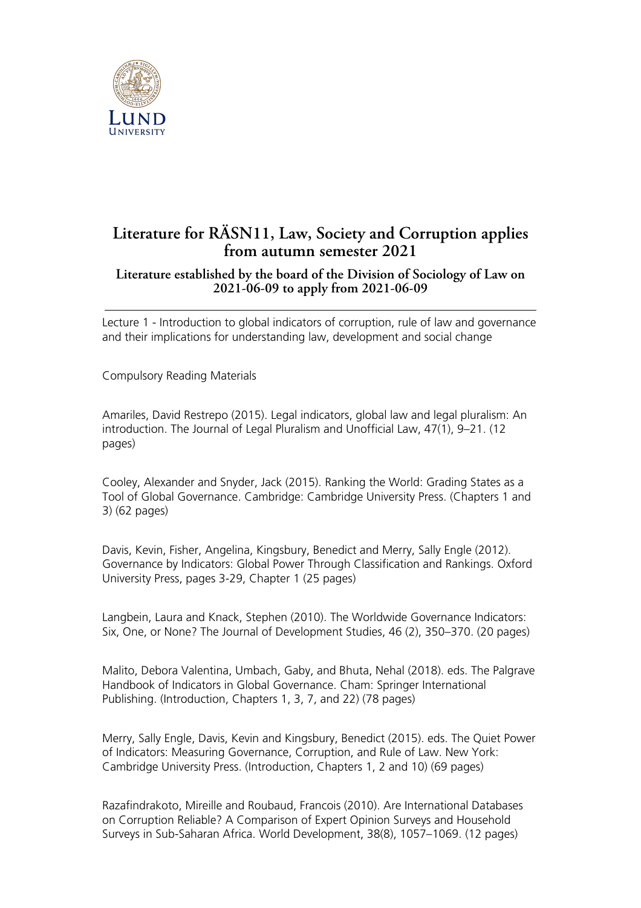# Literature for RÄSN11, Law, Society and Corruption applies from autumn semester 2021

### Literature established by the board of the Division of Sociology of Law on 2021-06-09 to apply from 2021-06-09

---

Lecture 1 - Introduction to global indicators of corruption, rule of law and governance and their implications for understanding law, development and social change

Compulsory Reading Materials

Amariles, David Restrepo (2015). Legal indicators, global law and legal pluralism: An introduction. The Journal of Legal Pluralism and Unofficial Law, 47(1), 9–21. (12 pages)

Cooley, Alexander and Snyder, Jack (2015). Ranking the World: Grading States as a Tool of Global Governance. Cambridge: Cambridge University Press. (Chapters 1 and 3) (62 pages)

Davis, Kevin, Fisher, Angelina, Kingsbury, Benedict and Merry, Sally Engle (2012). Governance by Indicators: Global Power Through Classification and Rankings. Oxford University Press, pages 3-29, Chapter 1 (25 pages)

Langbein, Laura and Knack, Stephen (2010). The Worldwide Governance Indicators: Six, One, or None? The Journal of Development Studies, 46 (2), 350–370. (20 pages)

Malito, Debora Valentina, Umbach, Gaby, and Bhuta, Nehal (2018). eds. The Palgrave Handbook of Indicators in Global Governance. Cham: Springer International Publishing. (Introduction, Chapters 1, 3, 7, and 22) (78 pages)

Merry, Sally Engle, Davis, Kevin and Kingsbury, Benedict (2015). eds. The Quiet Power of Indicators: Measuring Governance, Corruption, and Rule of Law. New York: Cambridge University Press. (Introduction, Chapters 1, 2 and 10) (69 pages)

Razafindrakoto, Mireille and Roubaud, Francois (2010). Are International Databases on Corruption Reliable? A Comparison of Expert Opinion Surveys and Household Surveys in Sub-Saharan Africa. World Development, 38(8), 1057–1069. (12 pages)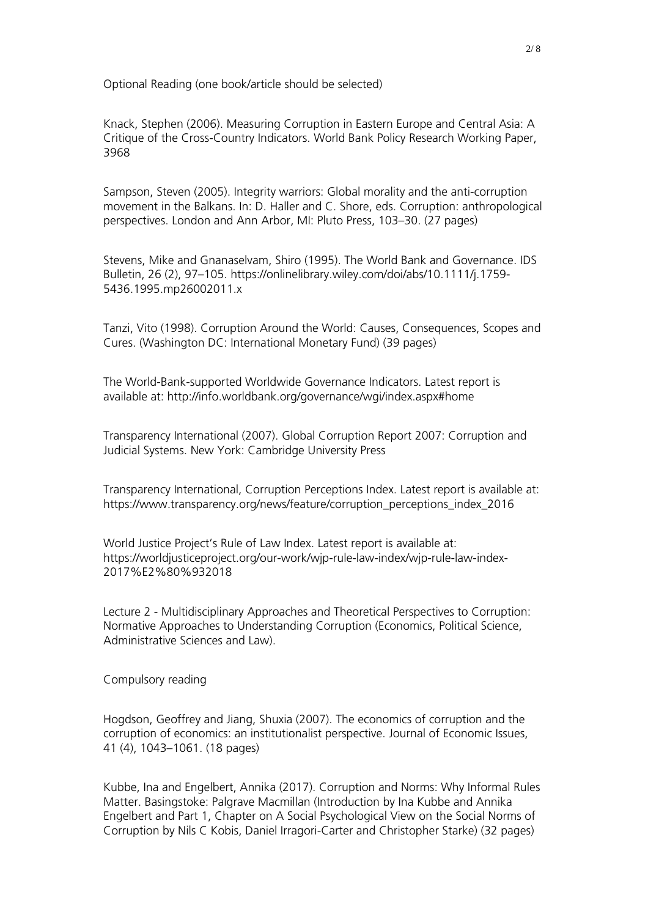Optional Reading (one book/article should be selected)

Knack, Stephen (2006). Measuring Corruption in Eastern Europe and Central Asia: A Critique of the Cross-Country Indicators. World Bank Policy Research Working Paper, 3968

Sampson, Steven (2005). Integrity warriors: Global morality and the anti-corruption movement in the Balkans. In: D. Haller and C. Shore, eds. Corruption: anthropological perspectives. London and Ann Arbor, MI: Pluto Press, 103–30. (27 pages)

Stevens, Mike and Gnanaselvam, Shiro (1995). The World Bank and Governance. IDS Bulletin, 26 (2), 97–105. https://onlinelibrary.wiley.com/doi/abs/10.1111/j.1759-5436.1995.mp26002011.x

Tanzi, Vito (1998). Corruption Around the World: Causes, Consequences, Scopes and Cures. (Washington DC: International Monetary Fund) (39 pages)

The World-Bank-supported Worldwide Governance Indicators. Latest report is available at: http://info.worldbank.org/governance/wgi/index.aspx#home

Transparency International (2007). Global Corruption Report 2007: Corruption and Judicial Systems. New York: Cambridge University Press

Transparency International, Corruption Perceptions Index. Latest report is available at: https://www.transparency.org/news/feature/corruption_perceptions_index_2016

World Justice Project's Rule of Law Index. Latest report is available at: https://worldjusticeproject.org/our-work/wjp-rule-law-index/wjp-rule-law-index-2017%E2%80%932018

Lecture 2 - Multidisciplinary Approaches and Theoretical Perspectives to Corruption: Normative Approaches to Understanding Corruption (Economics, Political Science, Administrative Sciences and Law).

Compulsory reading

Hogdson, Geoffrey and Jiang, Shuxia (2007). The economics of corruption and the corruption of economics: an institutionalist perspective. Journal of Economic Issues, 41 (4), 1043–1061. (18 pages)

Kubbe, Ina and Engelbert, Annika (2017). Corruption and Norms: Why Informal Rules Matter. Basingstoke: Palgrave Macmillan (Introduction by Ina Kubbe and Annika Engelbert and Part 1, Chapter on A Social Psychological View on the Social Norms of Corruption by Nils C Kobis, Daniel Irragori-Carter and Christopher Starke) (32 pages)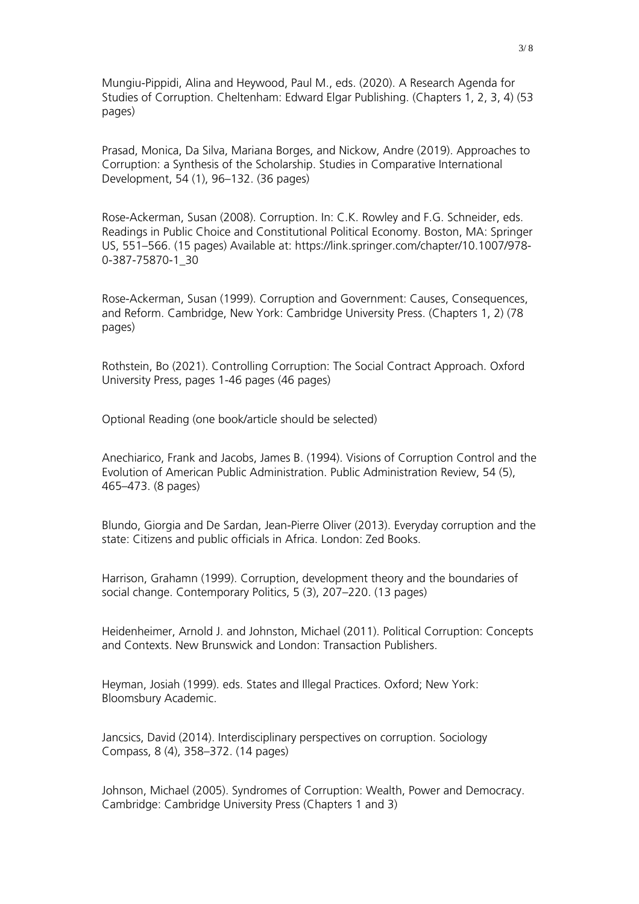Mungiu-Pippidi, Alina and Heywood, Paul M., eds. (2020). A Research Agenda for Studies of Corruption. Cheltenham: Edward Elgar Publishing. (Chapters 1, 2, 3, 4) (53 pages)

Prasad, Monica, Da Silva, Mariana Borges, and Nickow, Andre (2019). Approaches to Corruption: a Synthesis of the Scholarship. Studies in Comparative International Development, 54 (1), 96–132. (36 pages)

Rose-Ackerman, Susan (2008). Corruption. In: C.K. Rowley and F.G. Schneider, eds. Readings in Public Choice and Constitutional Political Economy. Boston, MA: Springer US, 551–566. (15 pages) Available at: https://link.springer.com/chapter/10.1007/978-0-387-75870-1_30

Rose-Ackerman, Susan (1999). Corruption and Government: Causes, Consequences, and Reform. Cambridge, New York: Cambridge University Press. (Chapters 1, 2) (78 pages)

Rothstein, Bo (2021). Controlling Corruption: The Social Contract Approach. Oxford University Press, pages 1-46 pages (46 pages)

Optional Reading (one book/article should be selected)

Anechiarico, Frank and Jacobs, James B. (1994). Visions of Corruption Control and the Evolution of American Public Administration. Public Administration Review, 54 (5), 465–473. (8 pages)

Blundo, Giorgia and De Sardan, Jean-Pierre Oliver (2013). Everyday corruption and the state: Citizens and public officials in Africa. London: Zed Books.

Harrison, Grahamn (1999). Corruption, development theory and the boundaries of social change. Contemporary Politics, 5 (3), 207–220. (13 pages)

Heidenheimer, Arnold J. and Johnston, Michael (2011). Political Corruption: Concepts and Contexts. New Brunswick and London: Transaction Publishers.

Heyman, Josiah (1999). eds. States and Illegal Practices. Oxford; New York: Bloomsbury Academic.

Jancsics, David (2014). Interdisciplinary perspectives on corruption. Sociology Compass, 8 (4), 358–372. (14 pages)

Johnson, Michael (2005). Syndromes of Corruption: Wealth, Power and Democracy. Cambridge: Cambridge University Press (Chapters 1 and 3)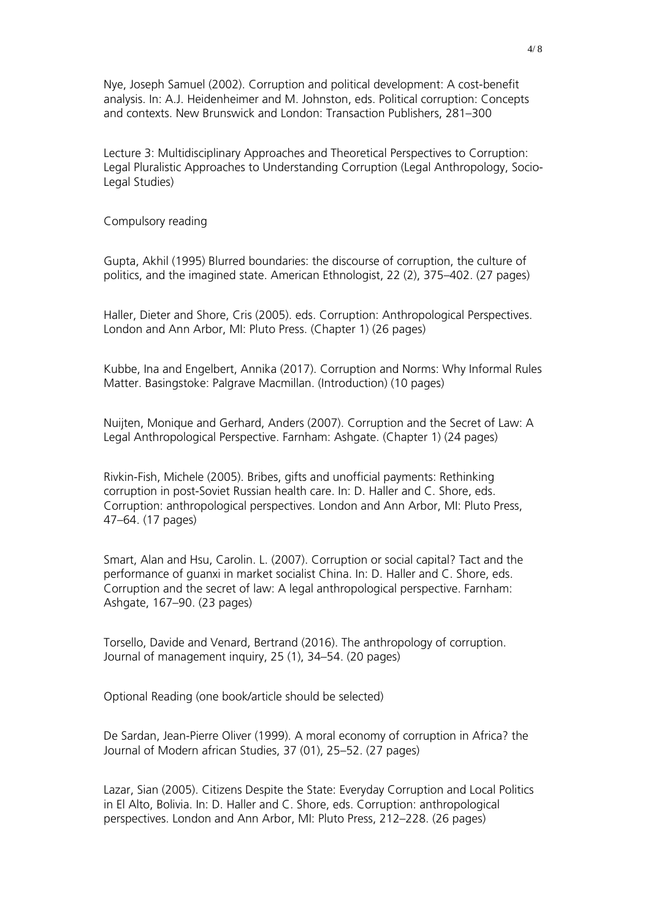Nye, Joseph Samuel (2002). Corruption and political development: A cost-benefit analysis. In: A.J. Heidenheimer and M. Johnston, eds. Political corruption: Concepts and contexts. New Brunswick and London: Transaction Publishers, 281–300

Lecture 3: Multidisciplinary Approaches and Theoretical Perspectives to Corruption: Legal Pluralistic Approaches to Understanding Corruption (Legal Anthropology, Socio-Legal Studies)

Compulsory reading

Gupta, Akhil (1995) Blurred boundaries: the discourse of corruption, the culture of politics, and the imagined state. American Ethnologist, 22 (2), 375–402. (27 pages)

Haller, Dieter and Shore, Cris (2005). eds. Corruption: Anthropological Perspectives. London and Ann Arbor, MI: Pluto Press. (Chapter 1) (26 pages)

Kubbe, Ina and Engelbert, Annika (2017). Corruption and Norms: Why Informal Rules Matter. Basingstoke: Palgrave Macmillan. (Introduction) (10 pages)

Nuijten, Monique and Gerhard, Anders (2007). Corruption and the Secret of Law: A Legal Anthropological Perspective. Farnham: Ashgate. (Chapter 1) (24 pages)

Rivkin-Fish, Michele (2005). Bribes, gifts and unofficial payments: Rethinking corruption in post-Soviet Russian health care. In: D. Haller and C. Shore, eds. Corruption: anthropological perspectives. London and Ann Arbor, MI: Pluto Press, 47–64. (17 pages)

Smart, Alan and Hsu, Carolin. L. (2007). Corruption or social capital? Tact and the performance of guanxi in market socialist China. In: D. Haller and C. Shore, eds. Corruption and the secret of law: A legal anthropological perspective. Farnham: Ashgate, 167–90. (23 pages)

Torsello, Davide and Venard, Bertrand (2016). The anthropology of corruption. Journal of management inquiry, 25 (1), 34–54. (20 pages)

Optional Reading (one book/article should be selected)

De Sardan, Jean-Pierre Oliver (1999). A moral economy of corruption in Africa? the Journal of Modern african Studies, 37 (01), 25–52. (27 pages)

Lazar, Sian (2005). Citizens Despite the State: Everyday Corruption and Local Politics in El Alto, Bolivia. In: D. Haller and C. Shore, eds. Corruption: anthropological perspectives. London and Ann Arbor, MI: Pluto Press, 212–228. (26 pages)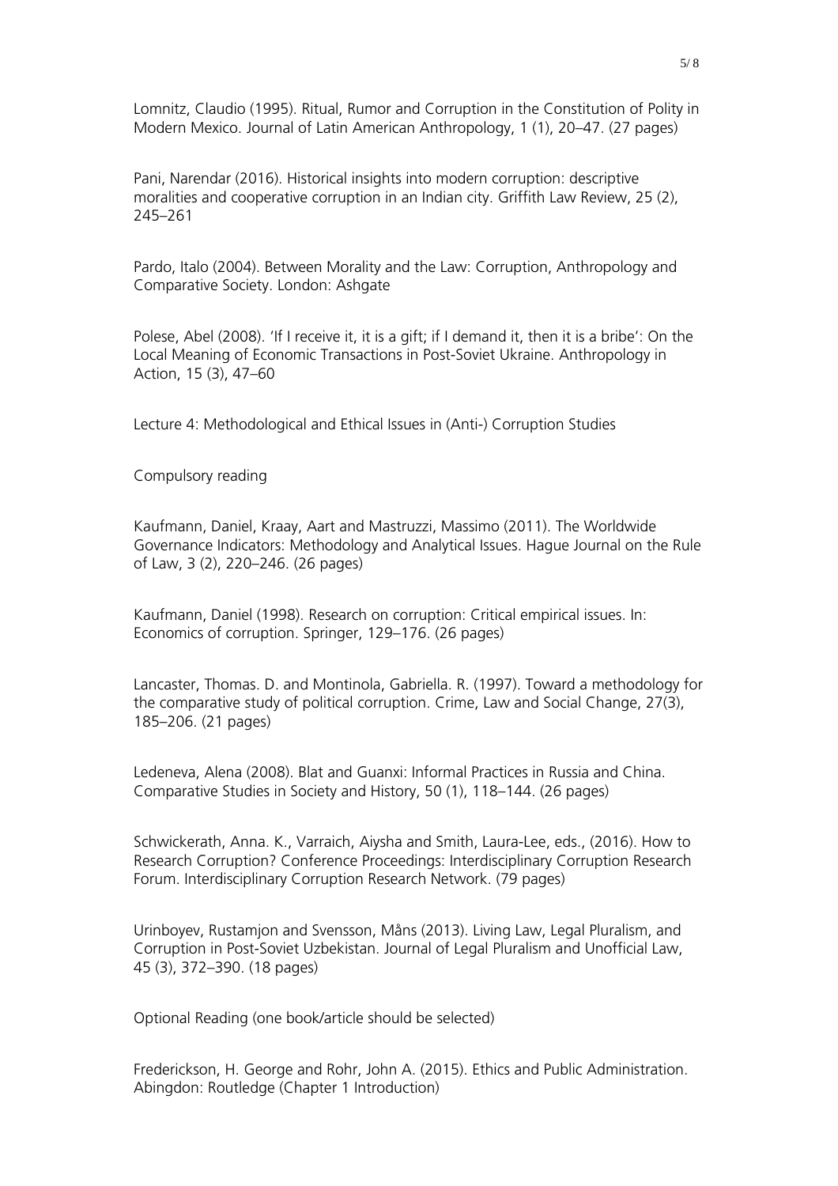Lomnitz, Claudio (1995). Ritual, Rumor and Corruption in the Constitution of Polity in Modern Mexico. Journal of Latin American Anthropology, 1 (1), 20–47. (27 pages)

Pani, Narendar (2016). Historical insights into modern corruption: descriptive moralities and cooperative corruption in an Indian city. Griffith Law Review, 25 (2), 245–261

Pardo, Italo (2004). Between Morality and the Law: Corruption, Anthropology and Comparative Society. London: Ashgate

Polese, Abel (2008). 'If I receive it, it is a gift; if I demand it, then it is a bribe': On the Local Meaning of Economic Transactions in Post-Soviet Ukraine. Anthropology in Action, 15 (3), 47–60

Lecture 4: Methodological and Ethical Issues in (Anti-) Corruption Studies

Compulsory reading

Kaufmann, Daniel, Kraay, Aart and Mastruzzi, Massimo (2011). The Worldwide Governance Indicators: Methodology and Analytical Issues. Hague Journal on the Rule of Law, 3 (2), 220–246. (26 pages)

Kaufmann, Daniel (1998). Research on corruption: Critical empirical issues. In: Economics of corruption. Springer, 129–176. (26 pages)

Lancaster, Thomas. D. and Montinola, Gabriella. R. (1997). Toward a methodology for the comparative study of political corruption. Crime, Law and Social Change, 27(3), 185–206. (21 pages)

Ledeneva, Alena (2008). Blat and Guanxi: Informal Practices in Russia and China. Comparative Studies in Society and History, 50 (1), 118–144. (26 pages)

Schwickerath, Anna. K., Varraich, Aiysha and Smith, Laura-Lee, eds., (2016). How to Research Corruption? Conference Proceedings: Interdisciplinary Corruption Research Forum. Interdisciplinary Corruption Research Network. (79 pages)

Urinboyev, Rustamjon and Svensson, Måns (2013). Living Law, Legal Pluralism, and Corruption in Post-Soviet Uzbekistan. Journal of Legal Pluralism and Unofficial Law, 45 (3), 372–390. (18 pages)

Optional Reading (one book/article should be selected)

Frederickson, H. George and Rohr, John A. (2015). Ethics and Public Administration. Abingdon: Routledge (Chapter 1 Introduction)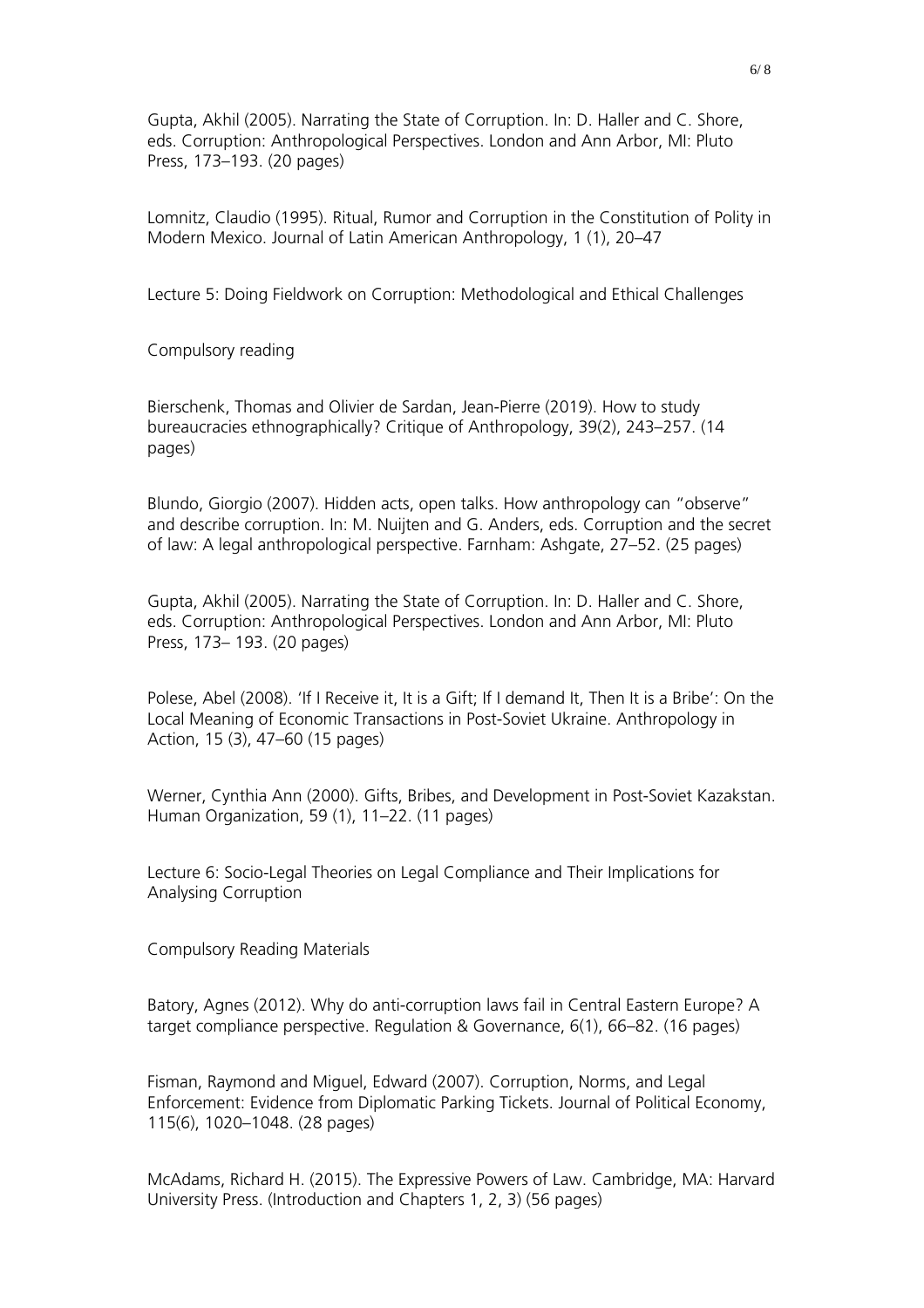Gupta, Akhil (2005). Narrating the State of Corruption. In: D. Haller and C. Shore, eds. Corruption: Anthropological Perspectives. London and Ann Arbor, MI: Pluto Press, 173–193. (20 pages)

Lomnitz, Claudio (1995). Ritual, Rumor and Corruption in the Constitution of Polity in Modern Mexico. Journal of Latin American Anthropology, 1 (1), 20–47

Lecture 5: Doing Fieldwork on Corruption: Methodological and Ethical Challenges

Compulsory reading

Bierschenk, Thomas and Olivier de Sardan, Jean-Pierre (2019). How to study bureaucracies ethnographically? Critique of Anthropology, 39(2), 243–257. (14 pages)

Blundo, Giorgio (2007). Hidden acts, open talks. How anthropology can "observe" and describe corruption. In: M. Nuijten and G. Anders, eds. Corruption and the secret of law: A legal anthropological perspective. Farnham: Ashgate, 27–52. (25 pages)

Gupta, Akhil (2005). Narrating the State of Corruption. In: D. Haller and C. Shore, eds. Corruption: Anthropological Perspectives. London and Ann Arbor, MI: Pluto Press, 173– 193. (20 pages)

Polese, Abel (2008). 'If I Receive it, It is a Gift; If I demand It, Then It is a Bribe': On the Local Meaning of Economic Transactions in Post-Soviet Ukraine. Anthropology in Action, 15 (3), 47–60 (15 pages)

Werner, Cynthia Ann (2000). Gifts, Bribes, and Development in Post-Soviet Kazakstan. Human Organization, 59 (1), 11–22. (11 pages)

Lecture 6: Socio-Legal Theories on Legal Compliance and Their Implications for Analysing Corruption

Compulsory Reading Materials

Batory, Agnes (2012). Why do anti-corruption laws fail in Central Eastern Europe? A target compliance perspective. Regulation & Governance, 6(1), 66–82. (16 pages)

Fisman, Raymond and Miguel, Edward (2007). Corruption, Norms, and Legal Enforcement: Evidence from Diplomatic Parking Tickets. Journal of Political Economy, 115(6), 1020–1048. (28 pages)

McAdams, Richard H. (2015). The Expressive Powers of Law. Cambridge, MA: Harvard University Press. (Introduction and Chapters 1, 2, 3) (56 pages)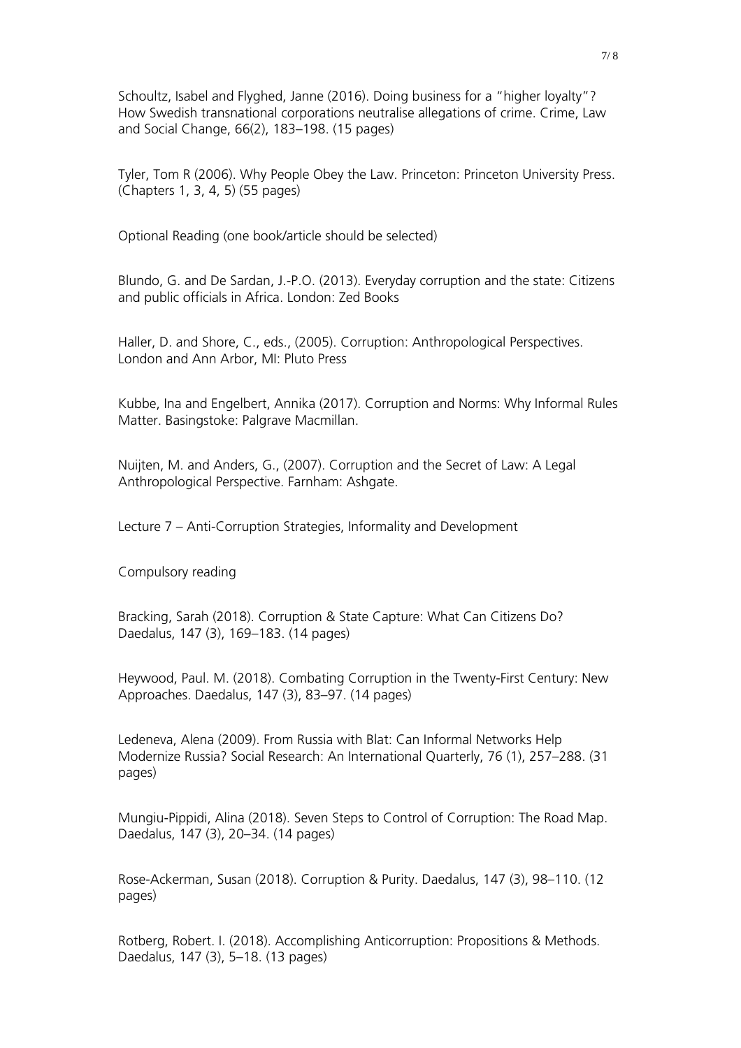Schoultz, Isabel and Flyghed, Janne (2016). Doing business for a "higher loyalty"? How Swedish transnational corporations neutralise allegations of crime. Crime, Law and Social Change, 66(2), 183–198. (15 pages)

Tyler, Tom R (2006). Why People Obey the Law. Princeton: Princeton University Press. (Chapters 1, 3, 4, 5) (55 pages)

Optional Reading (one book/article should be selected)

Blundo, G. and De Sardan, J.-P.O. (2013). Everyday corruption and the state: Citizens and public officials in Africa. London: Zed Books

Haller, D. and Shore, C., eds., (2005). Corruption: Anthropological Perspectives. London and Ann Arbor, MI: Pluto Press

Kubbe, Ina and Engelbert, Annika (2017). Corruption and Norms: Why Informal Rules Matter. Basingstoke: Palgrave Macmillan.

Nuijten, M. and Anders, G., (2007). Corruption and the Secret of Law: A Legal Anthropological Perspective. Farnham: Ashgate.

Lecture 7 – Anti-Corruption Strategies, Informality and Development

Compulsory reading

Bracking, Sarah (2018). Corruption & State Capture: What Can Citizens Do? Daedalus, 147 (3), 169–183. (14 pages)

Heywood, Paul. M. (2018). Combating Corruption in the Twenty-First Century: New Approaches. Daedalus, 147 (3), 83–97. (14 pages)

Ledeneva, Alena (2009). From Russia with Blat: Can Informal Networks Help Modernize Russia? Social Research: An International Quarterly, 76 (1), 257–288. (31 pages)

Mungiu-Pippidi, Alina (2018). Seven Steps to Control of Corruption: The Road Map. Daedalus, 147 (3), 20–34. (14 pages)

Rose-Ackerman, Susan (2018). Corruption & Purity. Daedalus, 147 (3), 98–110. (12 pages)

Rotberg, Robert. I. (2018). Accomplishing Anticorruption: Propositions & Methods. Daedalus, 147 (3), 5–18. (13 pages)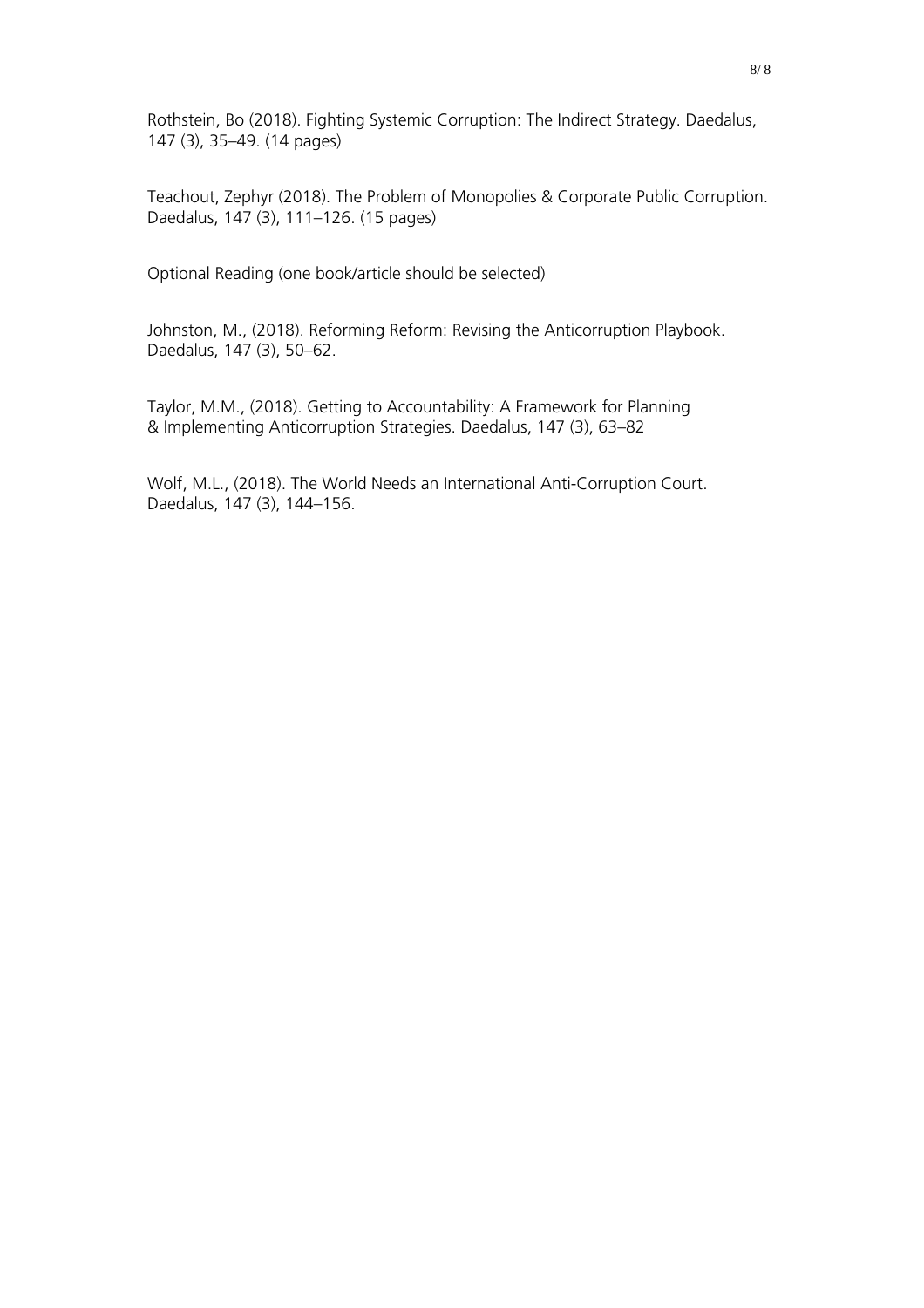Rothstein, Bo (2018). Fighting Systemic Corruption: The Indirect Strategy. Daedalus, 147 (3), 35–49. (14 pages)

Teachout, Zephyr (2018). The Problem of Monopolies & Corporate Public Corruption. Daedalus, 147 (3), 111–126. (15 pages)

Optional Reading (one book/article should be selected)

Johnston, M., (2018). Reforming Reform: Revising the Anticorruption Playbook. Daedalus, 147 (3), 50–62.

Taylor, M.M., (2018). Getting to Accountability: A Framework for Planning & Implementing Anticorruption Strategies. Daedalus, 147 (3), 63–82

Wolf, M.L., (2018). The World Needs an International Anti-Corruption Court. Daedalus, 147 (3), 144–156.